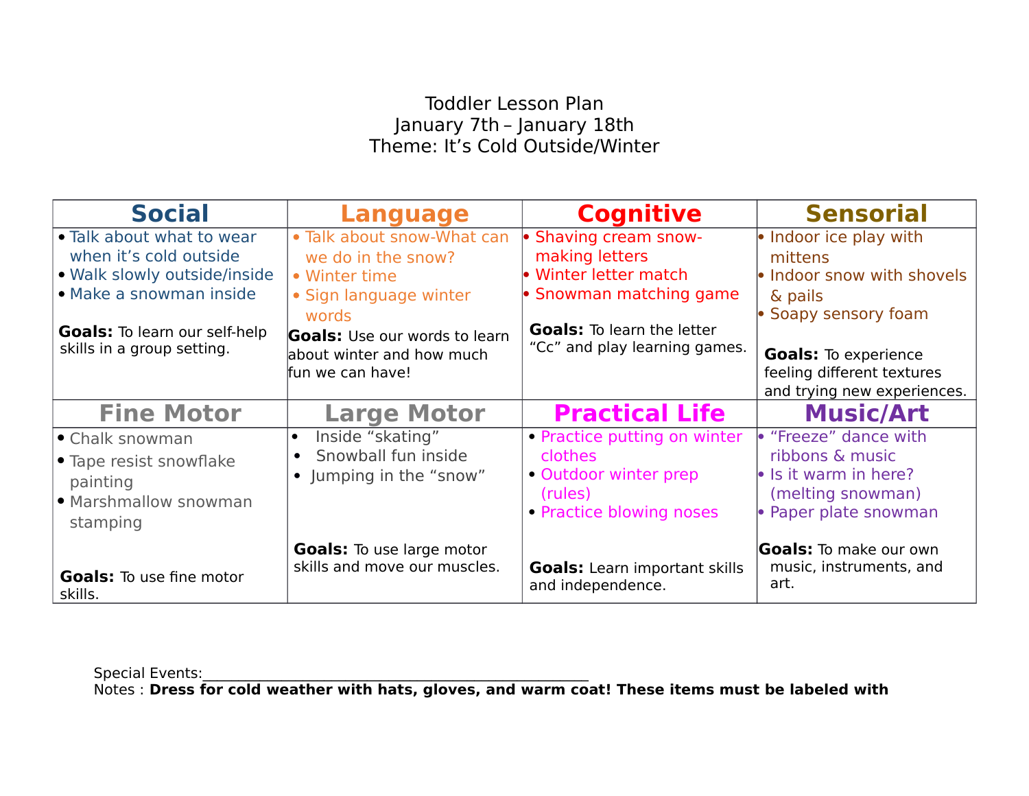# Toddler Lesson Plan

January 7th – January 18th

Theme: It's Cold Outside/Winter

| Social | Language | Cognitive | Sensorial |
|---|---|---|---|
| • Talk about what to wear when it's cold outside<br>• Walk slowly outside/inside<br>• Make a snowman inside<br><br>**Goals:** To learn our self-help skills in a group setting. | • Talk about snow-What can we do in the snow?<br>• Winter time<br>• Sign language winter words<br><br>**Goals:** Use our words to learn about winter and how much fun we can have! | • Shaving cream snow-making letters<br>• Winter letter match<br>• Snowman matching game<br><br>**Goals:** To learn the letter "Cc" and play learning games. | • Indoor ice play with mittens<br>• Indoor snow with shovels & pails<br>• Soapy sensory foam<br><br>**Goals:** To experience feeling different textures and trying new experiences. |
| **Fine Motor** | **Large Motor** | **Practical Life** | **Music/Art** |
| • Chalk snowman<br>• Tape resist snowflake painting<br>• Marshmallow snowman stamping<br><br>**Goals:** To use fine motor skills. | • Inside "skating"<br>• Snowball fun inside<br>• Jumping in the "snow"<br><br>**Goals:** To use large motor skills and move our muscles. | • Practice putting on winter clothes<br>• Outdoor winter prep (rules)<br>• Practice blowing noses<br><br>**Goals:** Learn important skills and independence. | • "Freeze" dance with ribbons & music<br>• Is it warm in here? (melting snowman)<br>• Paper plate snowman<br><br>**Goals:** To make our own music, instruments, and art. |

Special Events:_____________________________________________________

Notes : **Dress for cold weather with hats, gloves, and warm coat! These items must be labeled with**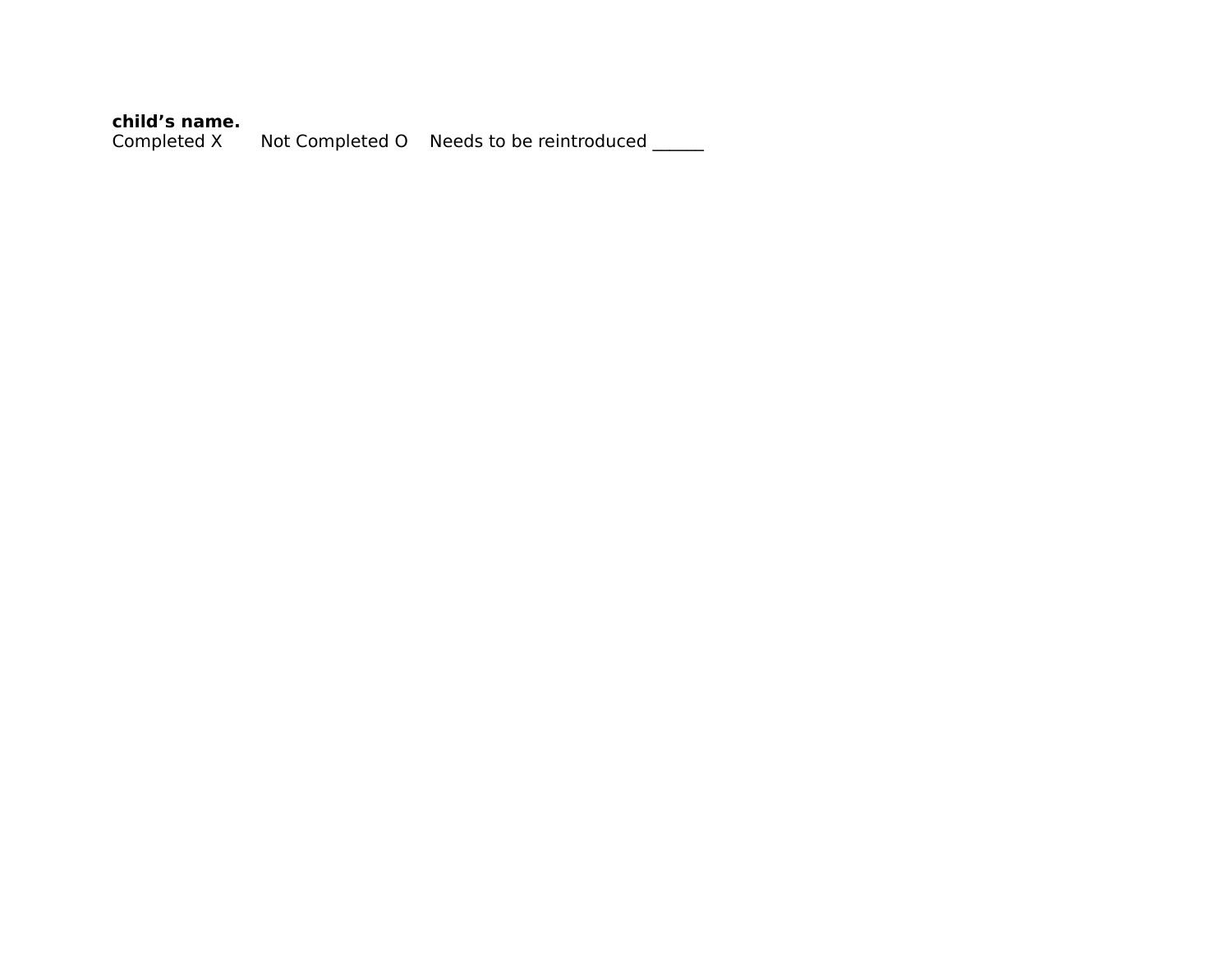**child’s name.**
Completed X     Not Completed O   Needs to be reintroduced ______